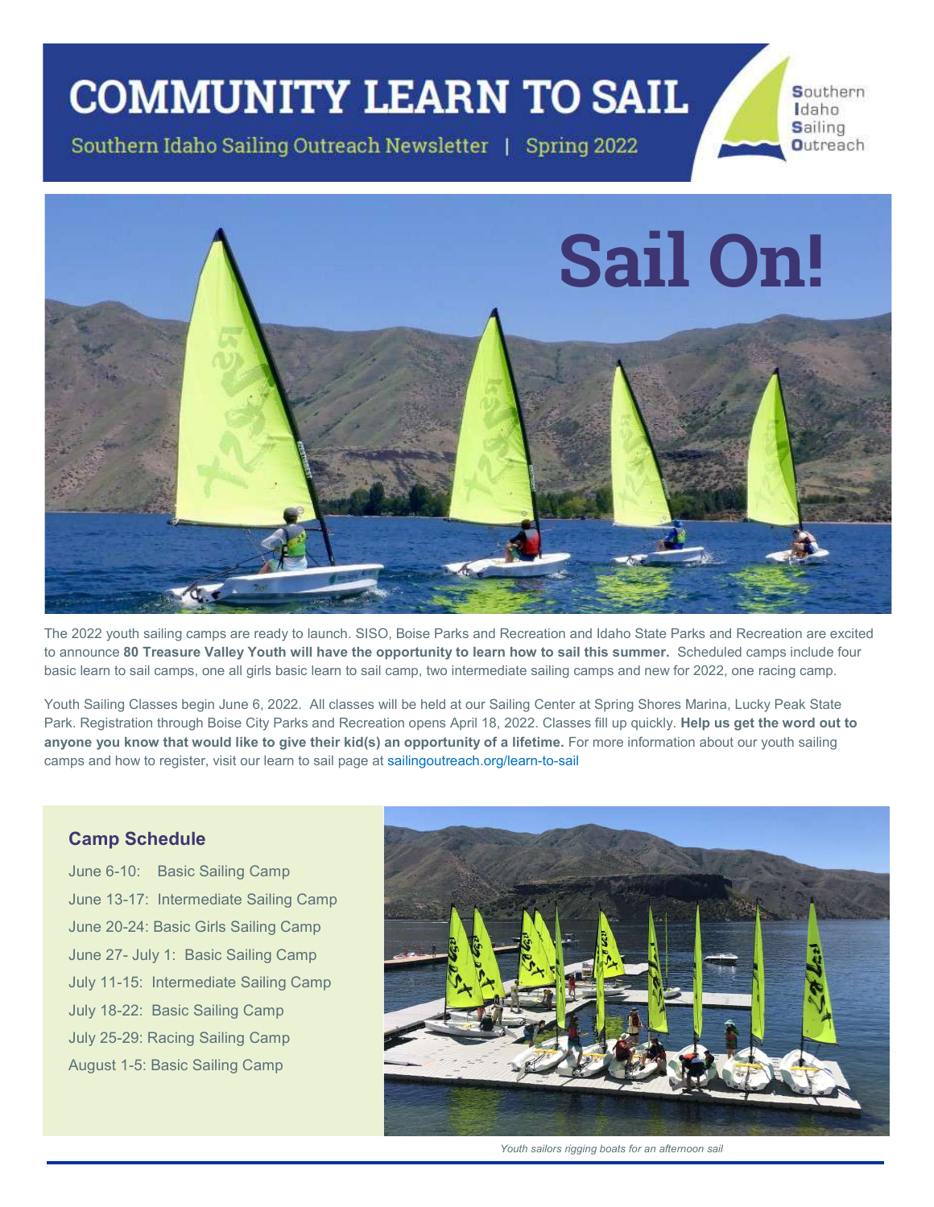# COMMUNITY LEARN TO SAIL

Southern Idaho Sailing Outreach Newsletter | Spring 2022

Southern Idaho Sailing Outreach

## Sail On!

The 2022 youth sailing camps are ready to launch. SISO, Boise Parks and Recreation and Idaho State Parks and Recreation are excited to announce **80 Treasure Valley Youth will have the opportunity to learn how to sail this summer.** Scheduled camps include four basic learn to sail camps, one all girls basic learn to sail camp, two intermediate sailing camps and new for 2022, one racing camp.

Youth Sailing Classes begin June 6, 2022. All classes will be held at our Sailing Center at Spring Shores Marina, Lucky Peak State Park. Registration through Boise City Parks and Recreation opens April 18, 2022. Classes fill up quickly. **Help us get the word out to anyone you know that would like to give their kid(s) an opportunity of a lifetime.** For more information about our youth sailing camps and how to register, visit our learn to sail page at sailingoutreach.org/learn-to-sail

### Camp Schedule

- June 6-10: Basic Sailing Camp
- June 13-17: Intermediate Sailing Camp
- June 20-24: Basic Girls Sailing Camp
- June 27- July 1: Basic Sailing Camp
- July 11-15: Intermediate Sailing Camp
- July 18-22: Basic Sailing Camp
- July 25-29: Racing Sailing Camp
- August 1-5: Basic Sailing Camp

*Youth sailors rigging boats for an afternoon sail*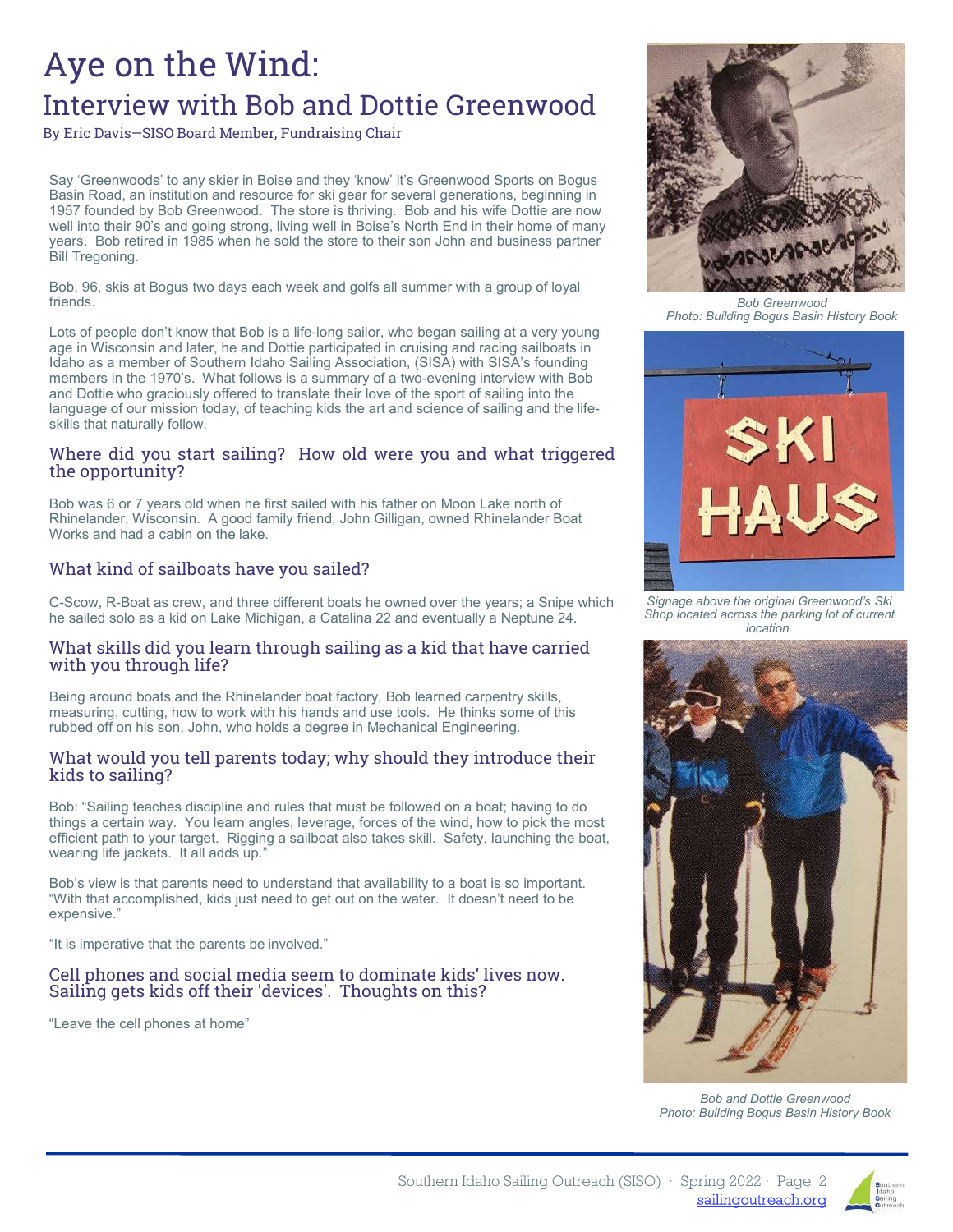# Aye on the Wind:

## Interview with Bob and Dottie Greenwood

By Eric Davis—SISO Board Member, Fundraising Chair

Say 'Greenwoods' to any skier in Boise and they 'know' it's Greenwood Sports on Bogus Basin Road, an institution and resource for ski gear for several generations, beginning in 1957 founded by Bob Greenwood. The store is thriving. Bob and his wife Dottie are now well into their 90's and going strong, living well in Boise's North End in their home of many years. Bob retired in 1985 when he sold the store to their son John and business partner Bill Tregoning.

Bob, 96, skis at Bogus two days each week and golfs all summer with a group of loyal friends.

Lots of people don't know that Bob is a life-long sailor, who began sailing at a very young age in Wisconsin and later, he and Dottie participated in cruising and racing sailboats in Idaho as a member of Southern Idaho Sailing Association, (SISA) with SISA's founding members in the 1970's. What follows is a summary of a two-evening interview with Bob and Dottie who graciously offered to translate their love of the sport of sailing into the language of our mission today, of teaching kids the art and science of sailing and the life-skills that naturally follow.

### Where did you start sailing? How old were you and what triggered the opportunity?

Bob was 6 or 7 years old when he first sailed with his father on Moon Lake north of Rhinelander, Wisconsin. A good family friend, John Gilligan, owned Rhinelander Boat Works and had a cabin on the lake.

### What kind of sailboats have you sailed?

C-Scow, R-Boat as crew, and three different boats he owned over the years; a Snipe which he sailed solo as a kid on Lake Michigan, a Catalina 22 and eventually a Neptune 24.

### What skills did you learn through sailing as a kid that have carried with you through life?

Being around boats and the Rhinelander boat factory, Bob learned carpentry skills, measuring, cutting, how to work with his hands and use tools. He thinks some of this rubbed off on his son, John, who holds a degree in Mechanical Engineering.

### What would you tell parents today; why should they introduce their kids to sailing?

Bob: "Sailing teaches discipline and rules that must be followed on a boat; having to do things a certain way. You learn angles, leverage, forces of the wind, how to pick the most efficient path to your target. Rigging a sailboat also takes skill. Safety, launching the boat, wearing life jackets. It all adds up."

Bob's view is that parents need to understand that availability to a boat is so important. "With that accomplished, kids just need to get out on the water. It doesn't need to be expensive."

"It is imperative that the parents be involved."

### Cell phones and social media seem to dominate kids' lives now. Sailing gets kids off their 'devices'. Thoughts on this?

"Leave the cell phones at home"

*Bob Greenwood*
*Photo: Building Bogus Basin History Book*

*Signage above the original Greenwood's Ski Shop located across the parking lot of current location.*

*Bob and Dottie Greenwood*
*Photo: Building Bogus Basin History Book*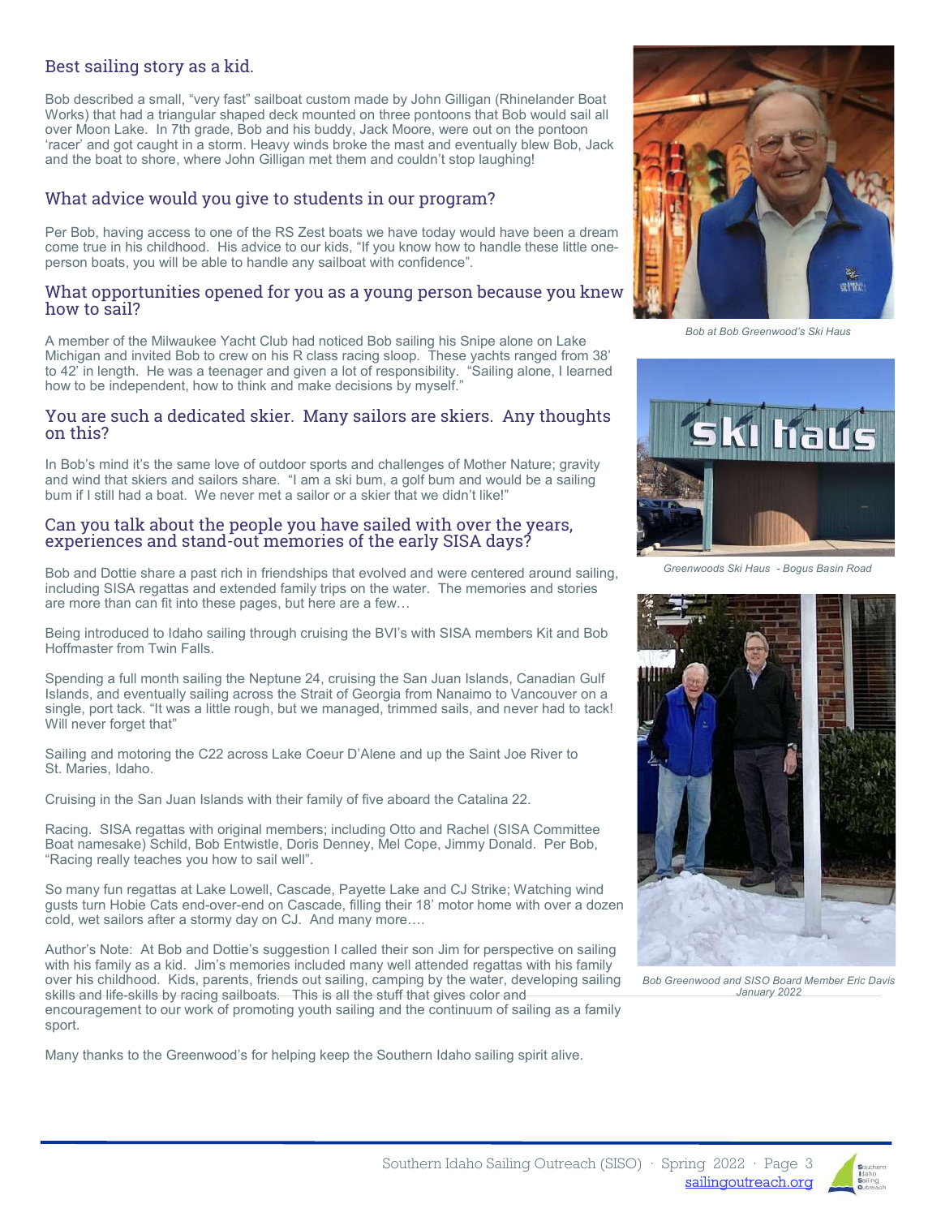## Best sailing story as a kid.

Bob described a small, "very fast" sailboat custom made by John Gilligan (Rhinelander Boat Works) that had a triangular shaped deck mounted on three pontoons that Bob would sail all over Moon Lake. In 7th grade, Bob and his buddy, Jack Moore, were out on the pontoon 'racer' and got caught in a storm. Heavy winds broke the mast and eventually blew Bob, Jack and the boat to shore, where John Gilligan met them and couldn't stop laughing!

## What advice would you give to students in our program?

Per Bob, having access to one of the RS Zest boats we have today would have been a dream come true in his childhood. His advice to our kids, "If you know how to handle these little one-person boats, you will be able to handle any sailboat with confidence".

## What opportunities opened for you as a young person because you knew how to sail?

A member of the Milwaukee Yacht Club had noticed Bob sailing his Snipe alone on Lake Michigan and invited Bob to crew on his R class racing sloop. These yachts ranged from 38' to 42' in length. He was a teenager and given a lot of responsibility. "Sailing alone, I learned how to be independent, how to think and make decisions by myself."

## You are such a dedicated skier. Many sailors are skiers. Any thoughts on this?

In Bob's mind it's the same love of outdoor sports and challenges of Mother Nature; gravity and wind that skiers and sailors share. "I am a ski bum, a golf bum and would be a sailing bum if I still had a boat. We never met a sailor or a skier that we didn't like!"

## Can you talk about the people you have sailed with over the years, experiences and stand-out memories of the early SISA days?

Bob and Dottie share a past rich in friendships that evolved and were centered around sailing, including SISA regattas and extended family trips on the water. The memories and stories are more than can fit into these pages, but here are a few…

Being introduced to Idaho sailing through cruising the BVI's with SISA members Kit and Bob Hoffmaster from Twin Falls.

Spending a full month sailing the Neptune 24, cruising the San Juan Islands, Canadian Gulf Islands, and eventually sailing across the Strait of Georgia from Nanaimo to Vancouver on a single, port tack. "It was a little rough, but we managed, trimmed sails, and never had to tack! Will never forget that"

Sailing and motoring the C22 across Lake Coeur D'Alene and up the Saint Joe River to St. Maries, Idaho.

Cruising in the San Juan Islands with their family of five aboard the Catalina 22.

Racing. SISA regattas with original members; including Otto and Rachel (SISA Committee Boat namesake) Schild, Bob Entwistle, Doris Denney, Mel Cope, Jimmy Donald. Per Bob, "Racing really teaches you how to sail well".

So many fun regattas at Lake Lowell, Cascade, Payette Lake and CJ Strike; Watching wind gusts turn Hobie Cats end-over-end on Cascade, filling their 18' motor home with over a dozen cold, wet sailors after a stormy day on CJ. And many more….

Author's Note: At Bob and Dottie's suggestion I called their son Jim for perspective on sailing with his family as a kid. Jim's memories included many well attended regattas with his family over his childhood. Kids, parents, friends out sailing, camping by the water, developing sailing skills and life-skills by racing sailboats. This is all the stuff that gives color and encouragement to our work of promoting youth sailing and the continuum of sailing as a family sport.

Many thanks to the Greenwood's for helping keep the Southern Idaho sailing spirit alive.

*Bob at Bob Greenwood's Ski Haus*

*Greenwoods Ski Haus - Bogus Basin Road*

*Bob Greenwood and SISO Board Member Eric Davis January 2022*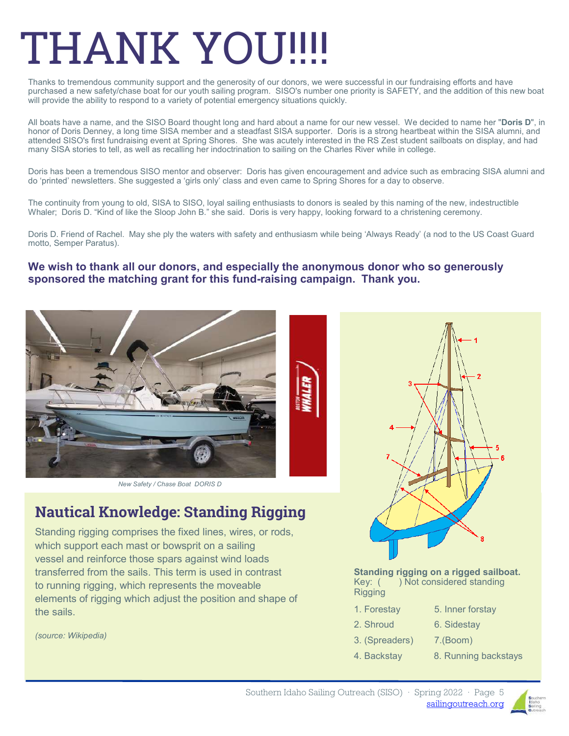# THANK YOU!!!!

Thanks to tremendous community support and the generosity of our donors, we were successful in our fundraising efforts and have purchased a new safety/chase boat for our youth sailing program. SISO's number one priority is SAFETY, and the addition of this new boat will provide the ability to respond to a variety of potential emergency situations quickly.

All boats have a name, and the SISO Board thought long and hard about a name for our new vessel. We decided to name her "**Doris D**", in honor of Doris Denney, a long time SISA member and a steadfast SISA supporter. Doris is a strong heartbeat within the SISA alumni, and attended SISO's first fundraising event at Spring Shores. She was acutely interested in the RS Zest student sailboats on display, and had many SISA stories to tell, as well as recalling her indoctrination to sailing on the Charles River while in college.

Doris has been a tremendous SISO mentor and observer: Doris has given encouragement and advice such as embracing SISA alumni and do 'printed' newsletters. She suggested a 'girls only' class and even came to Spring Shores for a day to observe.

The continuity from young to old, SISA to SISO, loyal sailing enthusiasts to donors is sealed by this naming of the new, indestructible Whaler; Doris D. "Kind of like the Sloop John B." she said. Doris is very happy, looking forward to a christening ceremony.

Doris D. Friend of Rachel. May she ply the waters with safety and enthusiasm while being 'Always Ready' (a nod to the US Coast Guard motto, Semper Paratus).

**We wish to thank all our donors, and especially the anonymous donor who so generously sponsored the matching grant for this fund-raising campaign. Thank you.**

*New Safety / Chase Boat DORIS D*

## Nautical Knowledge: Standing Rigging

Standing rigging comprises the fixed lines, wires, or rods, which support each mast or bowsprit on a sailing vessel and reinforce those spars against wind loads transferred from the sails. This term is used in contrast to running rigging, which represents the moveable elements of rigging which adjust the position and shape of the sails.

*(source: Wikipedia)*

**Standing rigging on a rigged sailboat.**
Key: ( ) Not considered standing Rigging

1. Forestay
2. Shroud
3. (Spreaders)
4. Backstay
5. Inner forstay
6. Sidestay
7. (Boom)
8. Running backstays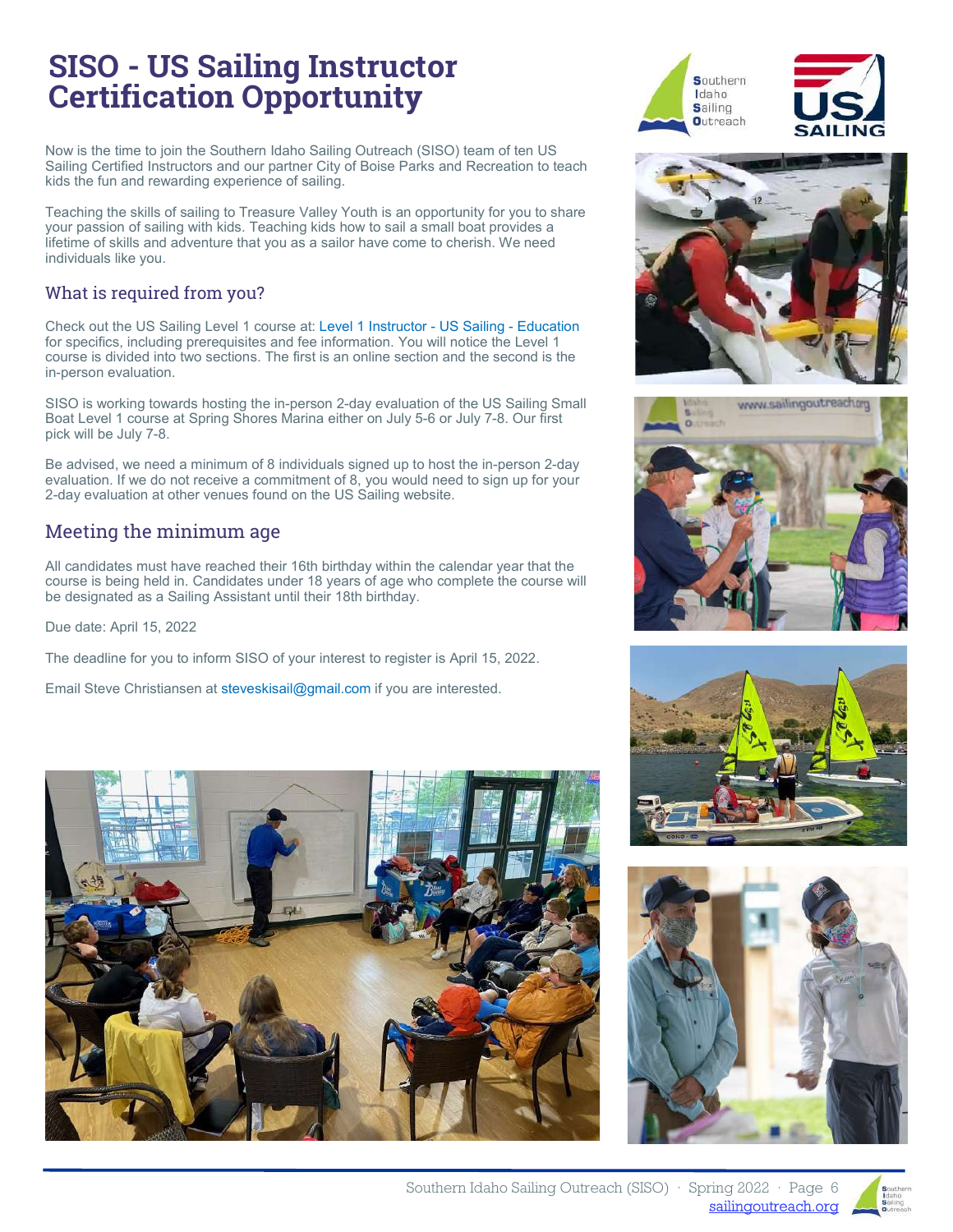# SISO - US Sailing Instructor Certification Opportunity

Now is the time to join the Southern Idaho Sailing Outreach (SISO) team of ten US Sailing Certified Instructors and our partner City of Boise Parks and Recreation to teach kids the fun and rewarding experience of sailing.

Teaching the skills of sailing to Treasure Valley Youth is an opportunity for you to share your passion of sailing with kids. Teaching kids how to sail a small boat provides a lifetime of skills and adventure that you as a sailor have come to cherish. We need individuals like you.

## What is required from you?

Check out the US Sailing Level 1 course at: Level 1 Instructor - US Sailing - Education for specifics, including prerequisites and fee information. You will notice the Level 1 course is divided into two sections. The first is an online section and the second is the in-person evaluation.

SISO is working towards hosting the in-person 2-day evaluation of the US Sailing Small Boat Level 1 course at Spring Shores Marina either on July 5-6 or July 7-8. Our first pick will be July 7-8.

Be advised, we need a minimum of 8 individuals signed up to host the in-person 2-day evaluation. If we do not receive a commitment of 8, you would need to sign up for your 2-day evaluation at other venues found on the US Sailing website.

## Meeting the minimum age

All candidates must have reached their 16th birthday within the calendar year that the course is being held in. Candidates under 18 years of age who complete the course will be designated as a Sailing Assistant until their 18th birthday.

Due date: April 15, 2022

The deadline for you to inform SISO of your interest to register is April 15, 2022.

Email Steve Christiansen at steveskisail@gmail.com if you are interested.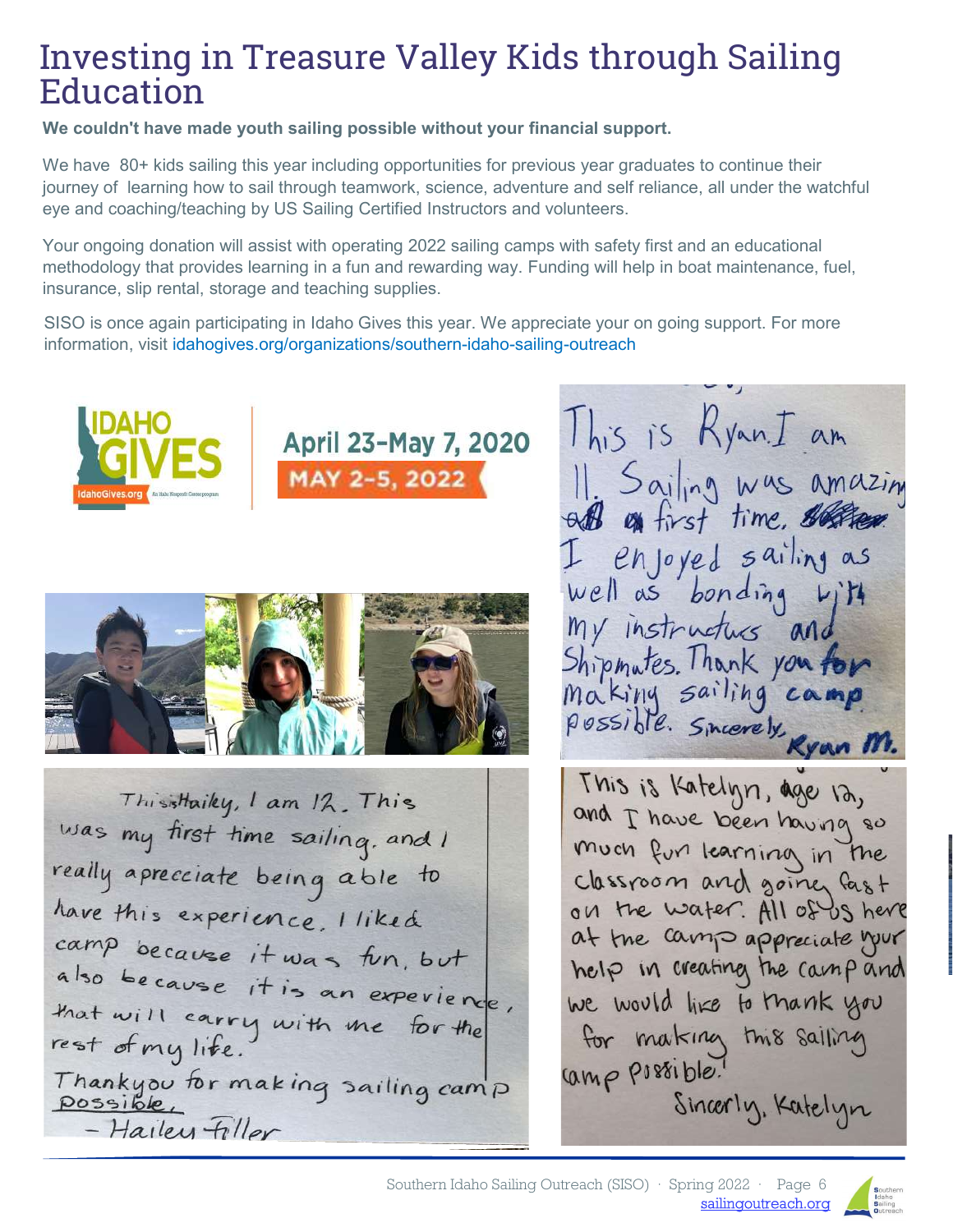# Investing in Treasure Valley Kids through Sailing Education

**We couldn't have made youth sailing possible without your financial support.**

We have 80+ kids sailing this year including opportunities for previous year graduates to continue their journey of learning how to sail through teamwork, science, adventure and self reliance, all under the watchful eye and coaching/teaching by US Sailing Certified Instructors and volunteers.

Your ongoing donation will assist with operating 2022 sailing camps with safety first and an educational methodology that provides learning in a fun and rewarding way. Funding will help in boat maintenance, fuel, insurance, slip rental, storage and teaching supplies.

SISO is once again participating in Idaho Gives this year. We appreciate your on going support. For more information, visit idahogives.org/organizations/southern-idaho-sailing-outreach

IDAHO GIVES

IdahoGives.org

April 23-May 7, 2020

MAY 2-5, 2022

This is Ryan. I am 11. Sailing was amazing at first time. I enjoyed sailing as well as bonding with my instructors and shipmates. Thank you for making sailing camp possible. Sincerely, Ryan M.

This is Hailey, I am 12. This was my first time sailing, and I really apreciate being able to have this experience. I liked camp because it was fun, but also because it is an experience, that will carry with me for the rest of my life.
Thankyou for making sailing camp possible.
– Hailey Filler

This is Katelyn, age 12, and I have been having so much fun learning in the classroom and going fast on the water. All of us here at the camp appreciate your help in creating the camp and we would like to thank you for making this sailing camp possible!
Sincerly, Katelyn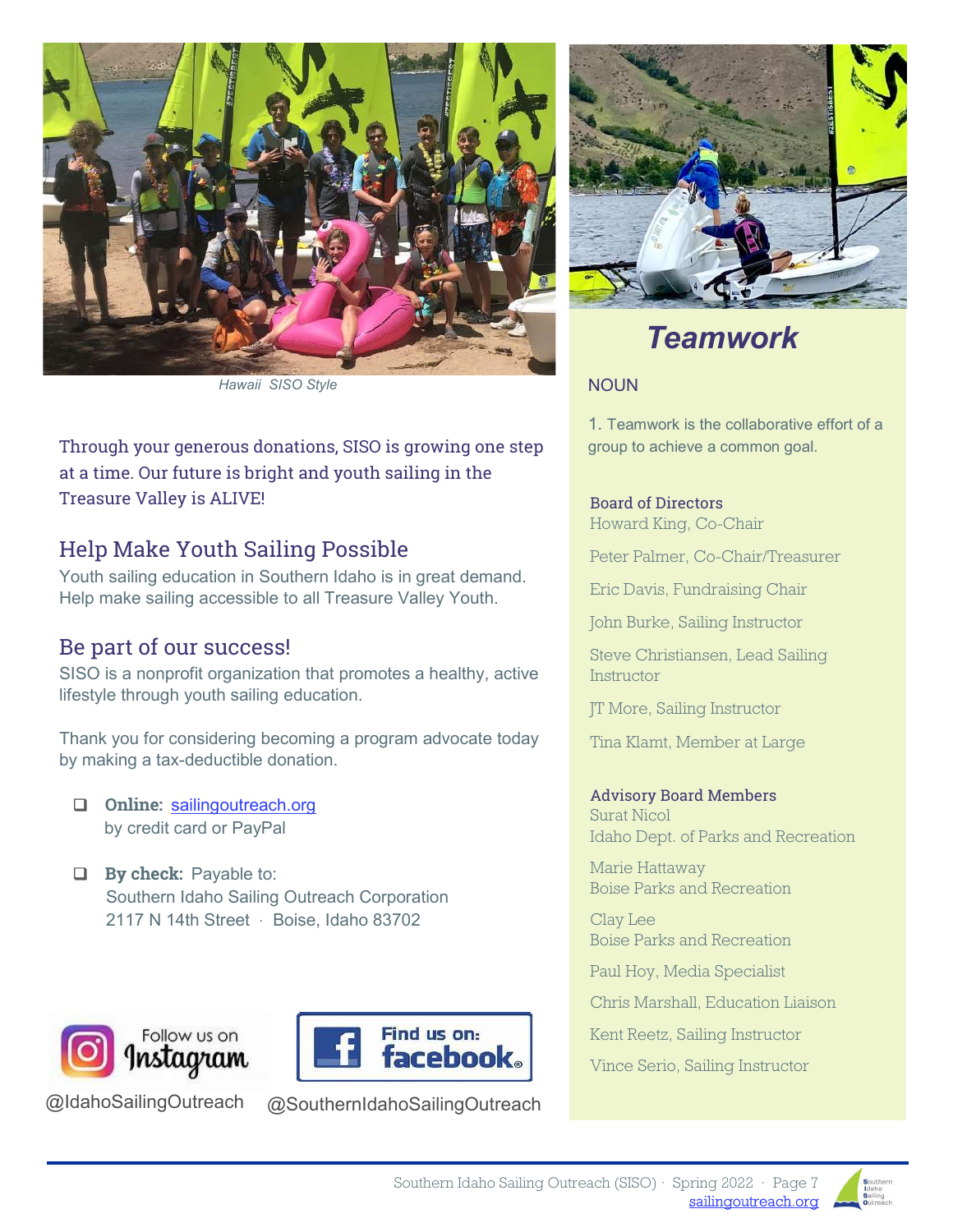*Hawaii SISO Style*

Through your generous donations, SISO is growing one step at a time. Our future is bright and youth sailing in the Treasure Valley is ALIVE!

## Help Make Youth Sailing Possible

Youth sailing education in Southern Idaho is in great demand. Help make sailing accessible to all Treasure Valley Youth.

## Be part of our success!

SISO is a nonprofit organization that promotes a healthy, active lifestyle through youth sailing education.

Thank you for considering becoming a program advocate today by making a tax-deductible donation.

- **Online:** sailingoutreach.org by credit card or PayPal
- **By check:** Payable to: Southern Idaho Sailing Outreach Corporation 2117 N 14th Street · Boise, Idaho 83702

Follow us on Instagram
@IdahoSailingOutreach

Find us on: facebook
@SouthernIdahoSailingOutreach

## *Teamwork*

NOUN

1. Teamwork is the collaborative effort of a group to achieve a common goal.

**Board of Directors**

Howard King, Co-Chair

Peter Palmer, Co-Chair/Treasurer

Eric Davis, Fundraising Chair

John Burke, Sailing Instructor

Steve Christiansen, Lead Sailing Instructor

JT More, Sailing Instructor

Tina Klamt, Member at Large

**Advisory Board Members**

Surat Nicol
Idaho Dept. of Parks and Recreation

Marie Hattaway
Boise Parks and Recreation

Clay Lee
Boise Parks and Recreation

Paul Hoy, Media Specialist

Chris Marshall, Education Liaison

Kent Reetz, Sailing Instructor

Vince Serio, Sailing Instructor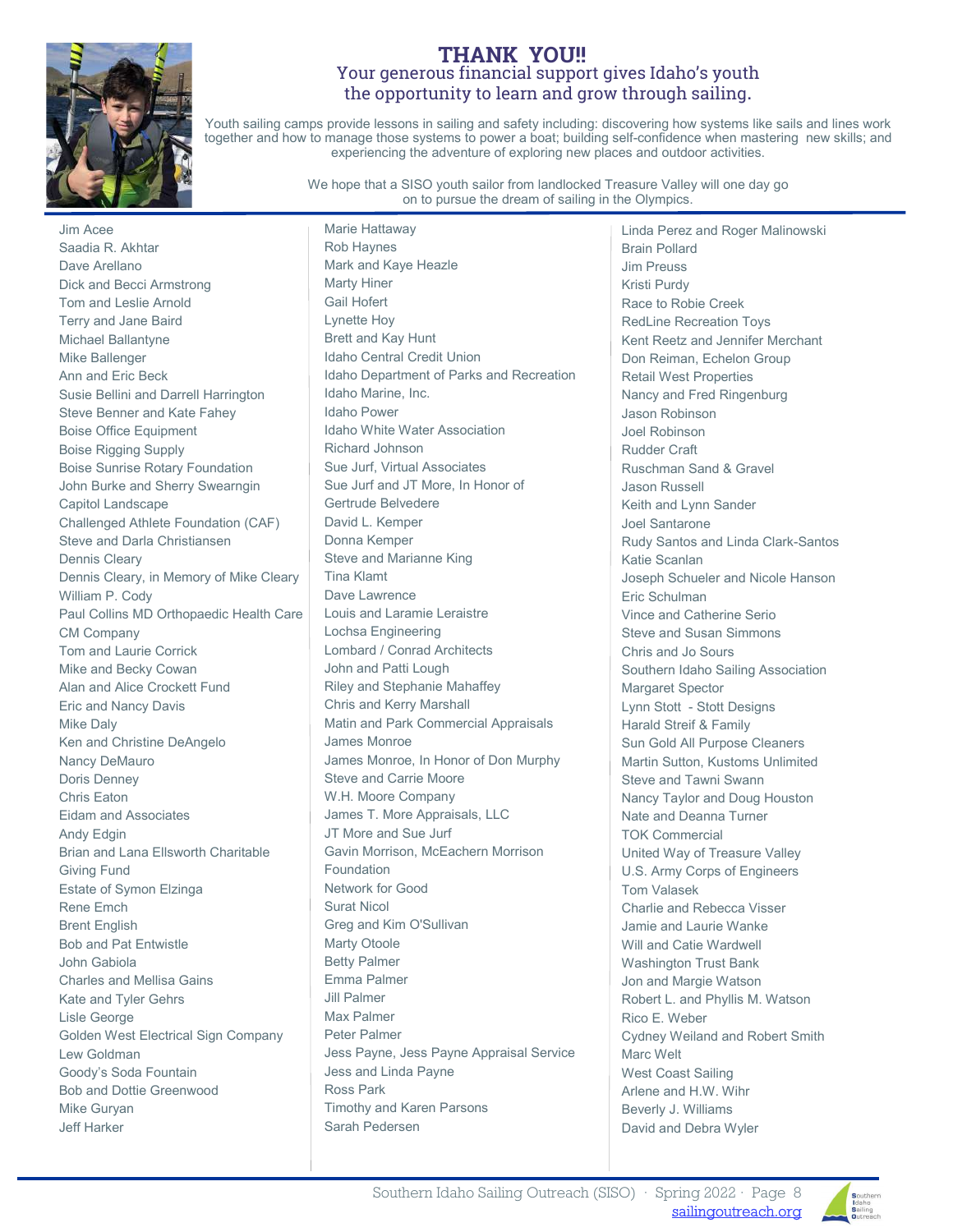# THANK YOU!!

## Your generous financial support gives Idaho's youth the opportunity to learn and grow through sailing.

Youth sailing camps provide lessons in sailing and safety including: discovering how systems like sails and lines work together and how to manage those systems to power a boat; building self-confidence when mastering new skills; and experiencing the adventure of exploring new places and outdoor activities.

We hope that a SISO youth sailor from landlocked Treasure Valley will one day go on to pursue the dream of sailing in the Olympics.

Jim Acee
Saadia R. Akhtar
Dave Arellano
Dick and Becci Armstrong
Tom and Leslie Arnold
Terry and Jane Baird
Michael Ballantyne
Mike Ballenger
Ann and Eric Beck
Susie Bellini and Darrell Harrington
Steve Benner and Kate Fahey
Boise Office Equipment
Boise Rigging Supply
Boise Sunrise Rotary Foundation
John Burke and Sherry Swearngin
Capitol Landscape
Challenged Athlete Foundation (CAF)
Steve and Darla Christiansen
Dennis Cleary
Dennis Cleary, in Memory of Mike Cleary
William P. Cody
Paul Collins MD Orthopaedic Health Care
CM Company
Tom and Laurie Corrick
Mike and Becky Cowan
Alan and Alice Crockett Fund
Eric and Nancy Davis
Mike Daly
Ken and Christine DeAngelo
Nancy DeMauro
Doris Denney
Chris Eaton
Eidam and Associates
Andy Edgin
Brian and Lana Ellsworth Charitable Giving Fund
Estate of Symon Elzinga
Rene Emch
Brent English
Bob and Pat Entwistle
John Gabiola
Charles and Mellisa Gains
Kate and Tyler Gehrs
Lisle George
Golden West Electrical Sign Company
Lew Goldman
Goody's Soda Fountain
Bob and Dottie Greenwood
Mike Guryan
Jeff Harker
Marie Hattaway
Rob Haynes
Mark and Kaye Heazle
Marty Hiner
Gail Hofert
Lynette Hoy
Brett and Kay Hunt
Idaho Central Credit Union
Idaho Department of Parks and Recreation
Idaho Marine, Inc.
Idaho Power
Idaho White Water Association
Richard Johnson
Sue Jurf, Virtual Associates
Sue Jurf and JT More, In Honor of Gertrude Belvedere
David L. Kemper
Donna Kemper
Steve and Marianne King
Tina Klamt
Dave Lawrence
Louis and Laramie Leraistre
Lochsa Engineering
Lombard / Conrad Architects
John and Patti Lough
Riley and Stephanie Mahaffey
Chris and Kerry Marshall
Matin and Park Commercial Appraisals
James Monroe
James Monroe, In Honor of Don Murphy
Steve and Carrie Moore
W.H. Moore Company
James T. More Appraisals, LLC
JT More and Sue Jurf
Gavin Morrison, McEachern Morrison Foundation
Network for Good
Surat Nicol
Greg and Kim O'Sullivan
Marty Otoole
Betty Palmer
Emma Palmer
Jill Palmer
Max Palmer
Peter Palmer
Jess Payne, Jess Payne Appraisal Service
Jess and Linda Payne
Ross Park
Timothy and Karen Parsons
Sarah Pedersen
Linda Perez and Roger Malinowski
Brain Pollard
Jim Preuss
Kristi Purdy
Race to Robie Creek
RedLine Recreation Toys
Kent Reetz and Jennifer Merchant
Don Reiman, Echelon Group
Retail West Properties
Nancy and Fred Ringenburg
Jason Robinson
Joel Robinson
Rudder Craft
Ruschman Sand & Gravel
Jason Russell
Keith and Lynn Sander
Joel Santarone
Rudy Santos and Linda Clark-Santos
Katie Scanlan
Joseph Schueler and Nicole Hanson
Eric Schulman
Vince and Catherine Serio
Steve and Susan Simmons
Chris and Jo Sours
Southern Idaho Sailing Association
Margaret Spector
Lynn Stott - Stott Designs
Harald Streif & Family
Sun Gold All Purpose Cleaners
Martin Sutton, Kustoms Unlimited
Steve and Tawni Swann
Nancy Taylor and Doug Houston
Nate and Deanna Turner
TOK Commercial
United Way of Treasure Valley
U.S. Army Corps of Engineers
Tom Valasek
Charlie and Rebecca Visser
Jamie and Laurie Wanke
Will and Catie Wardwell
Washington Trust Bank
Jon and Margie Watson
Robert L. and Phyllis M. Watson
Rico E. Weber
Cydney Weiland and Robert Smith
Marc Welt
West Coast Sailing
Arlene and H.W. Wihr
Beverly J. Williams
David and Debra Wyler